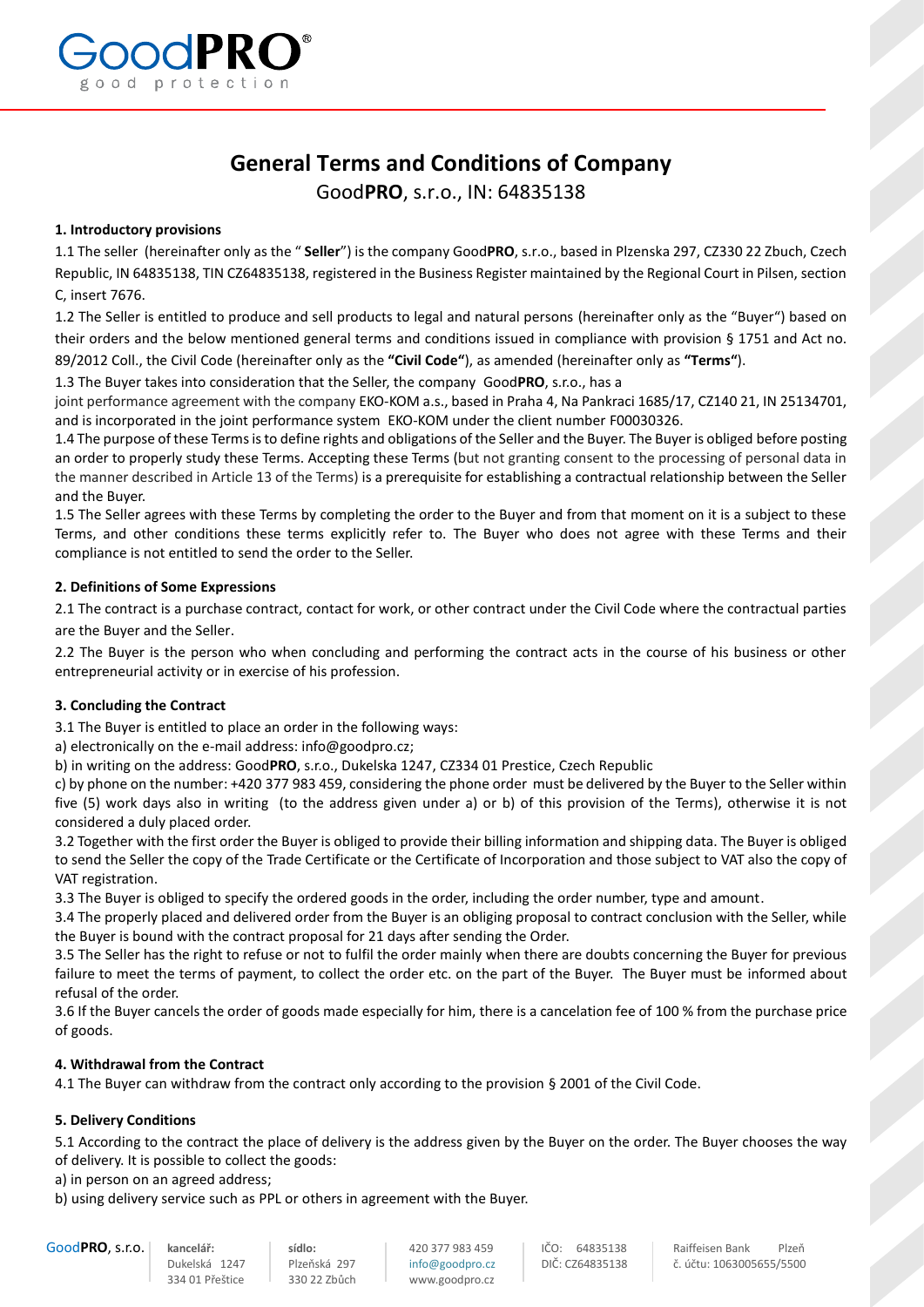# General Terms and Conditions of Company

GoodPRO, s.r.o., IN: 64835138

## 1. Introductory provisions

1.1 The seller (hereinafter only as the " **Seller**") is the company Good**PRO**, s.r.o., based in Plzenska 297, CZ330 22 Zbuch, Czech Republic, IN 64835138, TIN CZ64835138, registered in the Business Register maintained by the Regional Court in Pilsen, section C, insert 7676.

1.2 The Seller is entitled to produce and sell products to legal and natural persons (hereinafter only as the "Buyer") based on their orders and the below mentioned general terms and conditions issued in compliance with provision § 1751 and Act no. 89/2012 Coll., the Civil Code (hereinafter only as the **"Civil Code"**), as amended (hereinafter only as **"Terms"**).

1.3 The Buyer takes into consideration that the Seller, the company Good**PRO**, s.r.o., has a joint performance agreement with the company EKO-KOM a.s., based in Praha 4, Na Pankraci 1685/17, CZ140 21, IN 25134701, and is incorporated in the joint performance system EKO-KOM under the client number F00030326.

1.4 The purpose of these Terms is to define rights and obligations of the Seller and the Buyer. The Buyer is obliged before posting an order to properly study these Terms. Accepting these Terms (but not granting consent to the processing of personal data in the manner described in Article 13 of the Terms) is a prerequisite for establishing a contractual relationship between the Seller and the Buyer.

1.5 The Seller agrees with these Terms by completing the order to the Buyer and from that moment on it is a subject to these Terms, and other conditions these terms explicitly refer to. The Buyer who does not agree with these Terms and their compliance is not entitled to send the order to the Seller.

## 2. Definitions of Some Expressions

2.1 The contract is a purchase contract, contact for work, or other contract under the Civil Code where the contractual parties are the Buyer and the Seller.

2.2 The Buyer is the person who when concluding and performing the contract acts in the course of his business or other entrepreneurial activity or in exercise of his profession.

## 3. Concluding the Contract

3.1 The Buyer is entitled to place an order in the following ways:

a) electronically on the e-mail address: info@goodpro.cz;

b) in writing on the address: Good**PRO**, s.r.o., Dukelska 1247, CZ334 01 Prestice, Czech Republic

c) by phone on the number: +420 377 983 459, considering the phone order must be delivered by the Buyer to the Seller within five (5) work days also in writing (to the address given under a) or b) of this provision of the Terms), otherwise it is not considered a duly placed order.

3.2 Together with the first order the Buyer is obliged to provide their billing information and shipping data. The Buyer is obliged to send the Seller the copy of the Trade Certificate or the Certificate of Incorporation and those subject to VAT also the copy of VAT registration.

3.3 The Buyer is obliged to specify the ordered goods in the order, including the order number, type and amount.

3.4 The properly placed and delivered order from the Buyer is an obliging proposal to contract conclusion with the Seller, while the Buyer is bound with the contract proposal for 21 days after sending the Order.

3.5 The Seller has the right to refuse or not to fulfil the order mainly when there are doubts concerning the Buyer for previous failure to meet the terms of payment, to collect the order etc. on the part of the Buyer. The Buyer must be informed about refusal of the order.

3.6 If the Buyer cancels the order of goods made especially for him, there is a cancelation fee of 100 % from the purchase price of goods.

## 4. Withdrawal from the Contract

4.1 The Buyer can withdraw from the contract only according to the provision § 2001 of the Civil Code.

## 5. Delivery Conditions

5.1 According to the contract the place of delivery is the address given by the Buyer on the order. The Buyer chooses the way of delivery. It is possible to collect the goods:

a) in person on an agreed address;

b) using delivery service such as PPL or others in agreement with the Buyer.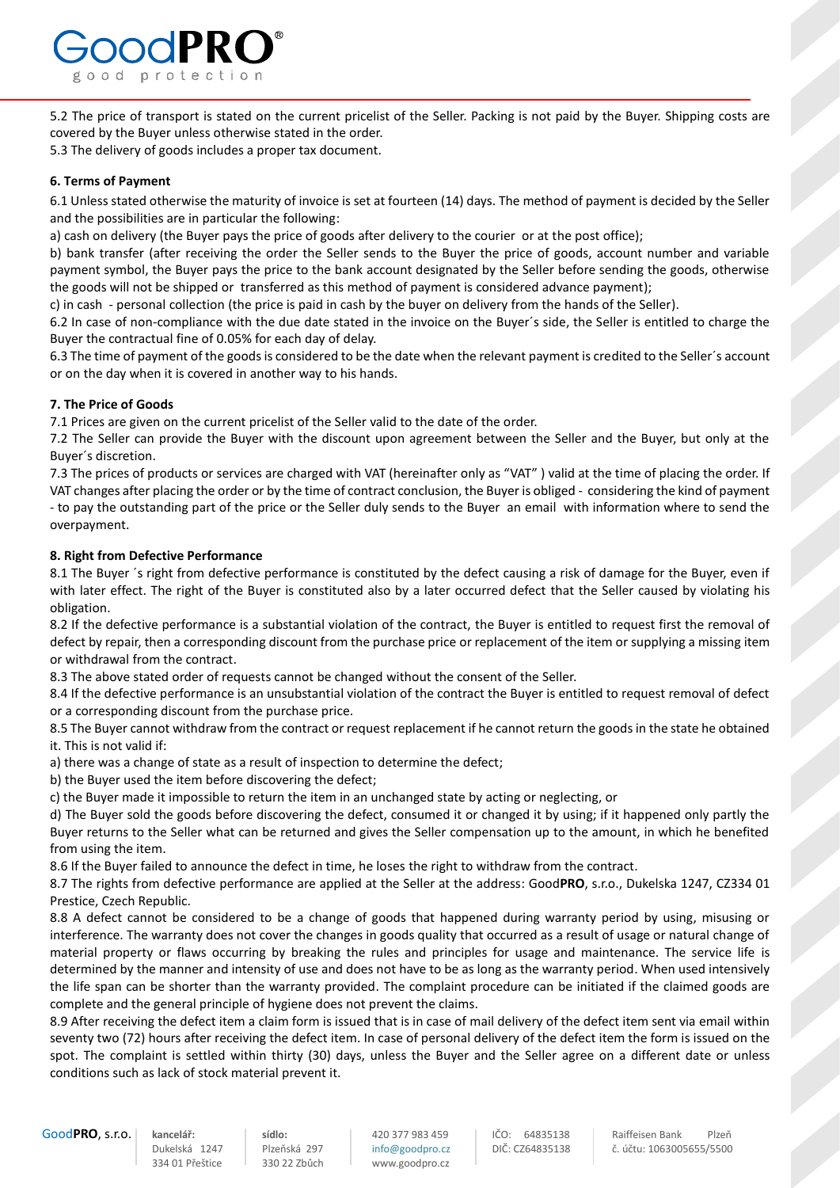5.2 The price of transport is stated on the current pricelist of the Seller. Packing is not paid by the Buyer. Shipping costs are covered by the Buyer unless otherwise stated in the order.

5.3 The delivery of goods includes a proper tax document.

## 6. Terms of Payment

6.1 Unless stated otherwise the maturity of invoice is set at fourteen (14) days. The method of payment is decided by the Seller and the possibilities are in particular the following:

a) cash on delivery (the Buyer pays the price of goods after delivery to the courier or at the post office);

b) bank transfer (after receiving the order the Seller sends to the Buyer the price of goods, account number and variable payment symbol, the Buyer pays the price to the bank account designated by the Seller before sending the goods, otherwise the goods will not be shipped or transferred as this method of payment is considered advance payment);

c) in cash - personal collection (the price is paid in cash by the buyer on delivery from the hands of the Seller).

6.2 In case of non-compliance with the due date stated in the invoice on the Buyer´s side, the Seller is entitled to charge the Buyer the contractual fine of 0.05% for each day of delay.

6.3 The time of payment of the goods is considered to be the date when the relevant payment is credited to the Seller´s account or on the day when it is covered in another way to his hands.

## 7. The Price of Goods

7.1 Prices are given on the current pricelist of the Seller valid to the date of the order.

7.2 The Seller can provide the Buyer with the discount upon agreement between the Seller and the Buyer, but only at the Buyer´s discretion.

7.3 The prices of products or services are charged with VAT (hereinafter only as "VAT" ) valid at the time of placing the order. If VAT changes after placing the order or by the time of contract conclusion, the Buyer is obliged - considering the kind of payment - to pay the outstanding part of the price or the Seller duly sends to the Buyer an email with information where to send the overpayment.

## 8. Right from Defective Performance

8.1 The Buyer ´s right from defective performance is constituted by the defect causing a risk of damage for the Buyer, even if with later effect. The right of the Buyer is constituted also by a later occurred defect that the Seller caused by violating his obligation.

8.2 If the defective performance is a substantial violation of the contract, the Buyer is entitled to request first the removal of defect by repair, then a corresponding discount from the purchase price or replacement of the item or supplying a missing item or withdrawal from the contract.

8.3 The above stated order of requests cannot be changed without the consent of the Seller.

8.4 If the defective performance is an unsubstantial violation of the contract the Buyer is entitled to request removal of defect or a corresponding discount from the purchase price.

8.5 The Buyer cannot withdraw from the contract or request replacement if he cannot return the goods in the state he obtained it. This is not valid if:

a) there was a change of state as a result of inspection to determine the defect;

b) the Buyer used the item before discovering the defect;

c) the Buyer made it impossible to return the item in an unchanged state by acting or neglecting, or

d) The Buyer sold the goods before discovering the defect, consumed it or changed it by using; if it happened only partly the Buyer returns to the Seller what can be returned and gives the Seller compensation up to the amount, in which he benefited from using the item.

8.6 If the Buyer failed to announce the defect in time, he loses the right to withdraw from the contract.

8.7 The rights from defective performance are applied at the Seller at the address: Good**PRO**, s.r.o., Dukelska 1247, CZ334 01 Prestice, Czech Republic.

8.8 A defect cannot be considered to be a change of goods that happened during warranty period by using, misusing or interference. The warranty does not cover the changes in goods quality that occurred as a result of usage or natural change of material property or flaws occurring by breaking the rules and principles for usage and maintenance. The service life is determined by the manner and intensity of use and does not have to be as long as the warranty period. When used intensively the life span can be shorter than the warranty provided. The complaint procedure can be initiated if the claimed goods are complete and the general principle of hygiene does not prevent the claims.

8.9 After receiving the defect item a claim form is issued that is in case of mail delivery of the defect item sent via email within seventy two (72) hours after receiving the defect item. In case of personal delivery of the defect item the form is issued on the spot. The complaint is settled within thirty (30) days, unless the Buyer and the Seller agree on a different date or unless conditions such as lack of stock material prevent it.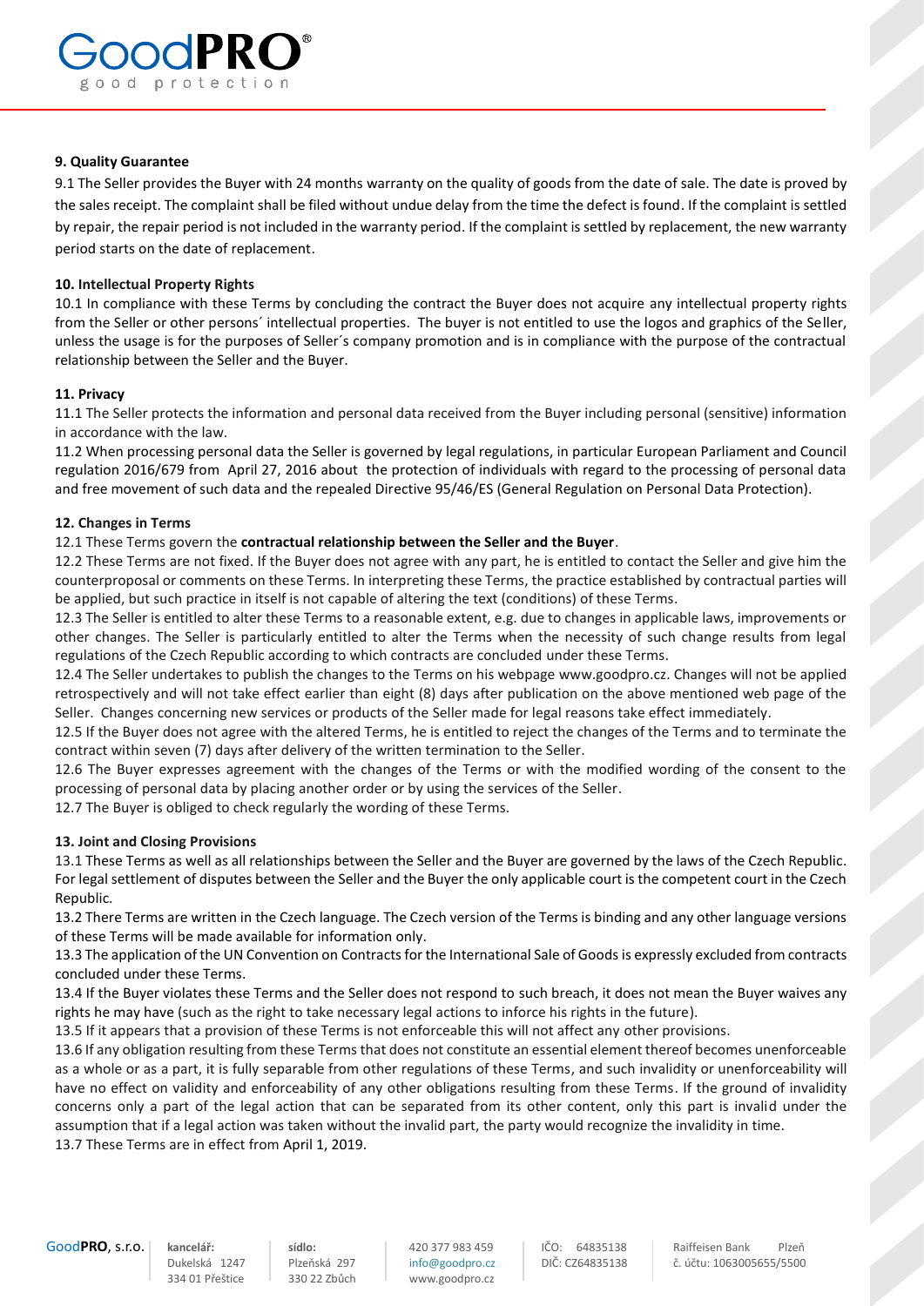**9. Quality Guarantee**

9.1 The Seller provides the Buyer with 24 months warranty on the quality of goods from the date of sale. The date is proved by the sales receipt. The complaint shall be filed without undue delay from the time the defect is found. If the complaint is settled by repair, the repair period is not included in the warranty period. If the complaint is settled by replacement, the new warranty period starts on the date of replacement.

**10. Intellectual Property Rights**

10.1 In compliance with these Terms by concluding the contract the Buyer does not acquire any intellectual property rights from the Seller or other persons´ intellectual properties. The buyer is not entitled to use the logos and graphics of the Seller, unless the usage is for the purposes of Seller´s company promotion and is in compliance with the purpose of the contractual relationship between the Seller and the Buyer.

**11. Privacy**

11.1 The Seller protects the information and personal data received from the Buyer including personal (sensitive) information in accordance with the law.

11.2 When processing personal data the Seller is governed by legal regulations, in particular European Parliament and Council regulation 2016/679 from April 27, 2016 about the protection of individuals with regard to the processing of personal data and free movement of such data and the repealed Directive 95/46/ES (General Regulation on Personal Data Protection).

**12. Changes in Terms**

12.1 These Terms govern the **contractual relationship between the Seller and the Buyer**.

12.2 These Terms are not fixed. If the Buyer does not agree with any part, he is entitled to contact the Seller and give him the counterproposal or comments on these Terms. In interpreting these Terms, the practice established by contractual parties will be applied, but such practice in itself is not capable of altering the text (conditions) of these Terms.

12.3 The Seller is entitled to alter these Terms to a reasonable extent, e.g. due to changes in applicable laws, improvements or other changes. The Seller is particularly entitled to alter the Terms when the necessity of such change results from legal regulations of the Czech Republic according to which contracts are concluded under these Terms.

12.4 The Seller undertakes to publish the changes to the Terms on his webpage www.goodpro.cz. Changes will not be applied retrospectively and will not take effect earlier than eight (8) days after publication on the above mentioned web page of the Seller. Changes concerning new services or products of the Seller made for legal reasons take effect immediately.

12.5 If the Buyer does not agree with the altered Terms, he is entitled to reject the changes of the Terms and to terminate the contract within seven (7) days after delivery of the written termination to the Seller.

12.6 The Buyer expresses agreement with the changes of the Terms or with the modified wording of the consent to the processing of personal data by placing another order or by using the services of the Seller.

12.7 The Buyer is obliged to check regularly the wording of these Terms.

**13. Joint and Closing Provisions**

13.1 These Terms as well as all relationships between the Seller and the Buyer are governed by the laws of the Czech Republic. For legal settlement of disputes between the Seller and the Buyer the only applicable court is the competent court in the Czech Republic.

13.2 There Terms are written in the Czech language. The Czech version of the Terms is binding and any other language versions of these Terms will be made available for information only.

13.3 The application of the UN Convention on Contracts for the International Sale of Goods is expressly excluded from contracts concluded under these Terms.

13.4 If the Buyer violates these Terms and the Seller does not respond to such breach, it does not mean the Buyer waives any rights he may have (such as the right to take necessary legal actions to inforce his rights in the future).

13.5 If it appears that a provision of these Terms is not enforceable this will not affect any other provisions.

13.6 If any obligation resulting from these Terms that does not constitute an essential element thereof becomes unenforceable as a whole or as a part, it is fully separable from other regulations of these Terms, and such invalidity or unenforceability will have no effect on validity and enforceability of any other obligations resulting from these Terms. If the ground of invalidity concerns only a part of the legal action that can be separated from its other content, only this part is invalid under the assumption that if a legal action was taken without the invalid part, the party would recognize the invalidity in time.

13.7 These Terms are in effect from April 1, 2019.

GoodPRO, s.r.o. | kancelář: Dukelská 1247, 334 01 Přeštice | sídlo: Plzeňská 297, 330 22 Zbůch | 420 377 983 459, info@goodpro.cz, www.goodpro.cz | IČO: 64835138, DIČ: CZ64835138 | Raiffeisen Bank Plzeň, č. účtu: 1063005655/5500